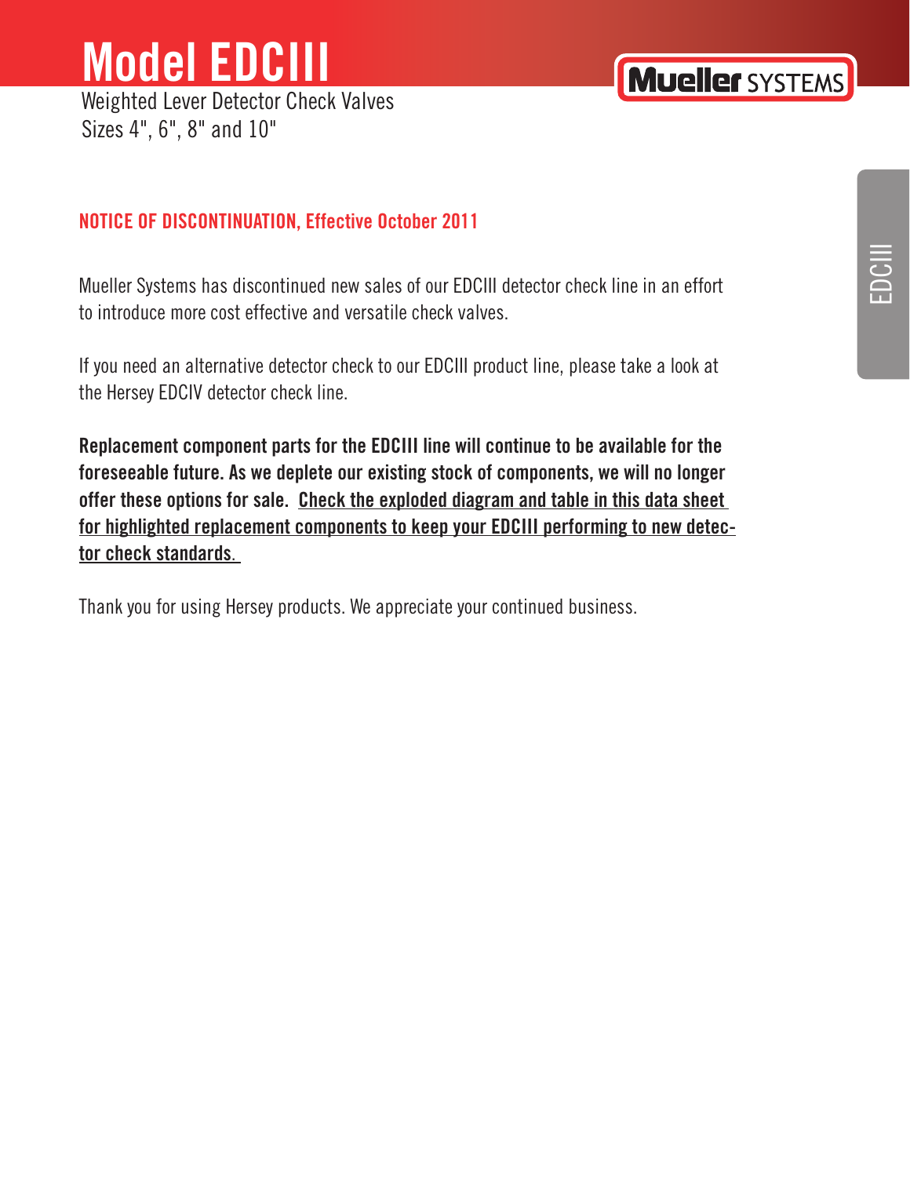# Model EDCIII

Weighted Lever Detector Check Valves
Sizes 4", 6", 8" and 10"

## NOTICE OF DISCONTINUATION, Effective October 2011

Mueller Systems has discontinued new sales of our EDCIII detector check line in an effort to introduce more cost effective and versatile check valves.

If you need an alternative detector check to our EDCIII product line, please take a look at the Hersey EDCIV detector check line.

**Replacement component parts for the EDCIII line will continue to be available for the foreseeable future. As we deplete our existing stock of components, we will no longer offer these options for sale. Check the exploded diagram and table in this data sheet for highlighted replacement components to keep your EDCIII performing to new detector check standards.**

Thank you for using Hersey products. We appreciate your continued business.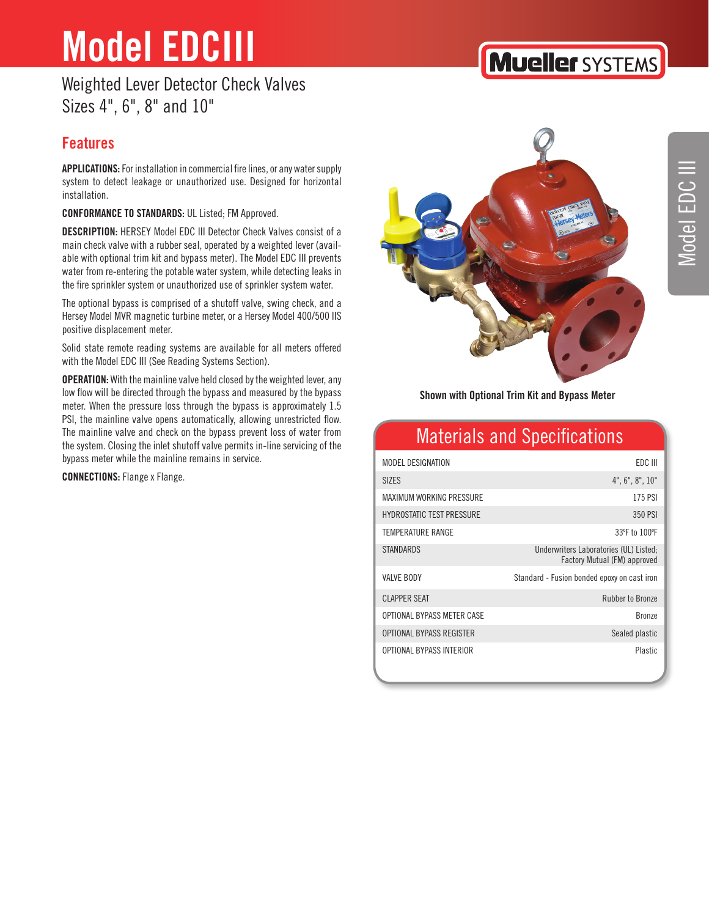# Model EDCIII

Weighted Lever Detector Check Valves
Sizes 4", 6", 8" and 10"

## Features

**APPLICATIONS:** For installation in commercial fire lines, or any water supply system to detect leakage or unauthorized use. Designed for horizontal installation.

**CONFORMANCE TO STANDARDS:** UL Listed; FM Approved.

**DESCRIPTION:** HERSEY Model EDC III Detector Check Valves consist of a main check valve with a rubber seal, operated by a weighted lever (available with optional trim kit and bypass meter). The Model EDC III prevents water from re-entering the potable water system, while detecting leaks in the fire sprinkler system or unauthorized use of sprinkler system water.

The optional bypass is comprised of a shutoff valve, swing check, and a Hersey Model MVR magnetic turbine meter, or a Hersey Model 400/500 IIS positive displacement meter.

Solid state remote reading systems are available for all meters offered with the Model EDC III (See Reading Systems Section).

**OPERATION:** With the mainline valve held closed by the weighted lever, any low flow will be directed through the bypass and measured by the bypass meter. When the pressure loss through the bypass is approximately 1.5 PSI, the mainline valve opens automatically, allowing unrestricted flow. The mainline valve and check on the bypass prevent loss of water from the system. Closing the inlet shutoff valve permits in-line servicing of the bypass meter while the mainline remains in service.

**CONNECTIONS:** Flange x Flange.

Shown with Optional Trim Kit and Bypass Meter

## Materials and Specifications

| | |
|---|---|
| MODEL DESIGNATION | EDC III |
| SIZES | 4", 6", 8", 10" |
| MAXIMUM WORKING PRESSURE | 175 PSI |
| HYDROSTATIC TEST PRESSURE | 350 PSI |
| TEMPERATURE RANGE | 33ºF to 100ºF |
| STANDARDS | Underwriters Laboratories (UL) Listed; Factory Mutual (FM) approved |
| VALVE BODY | Standard - Fusion bonded epoxy on cast iron |
| CLAPPER SEAT | Rubber to Bronze |
| OPTIONAL BYPASS METER CASE | Bronze |
| OPTIONAL BYPASS REGISTER | Sealed plastic |
| OPTIONAL BYPASS INTERIOR | Plastic |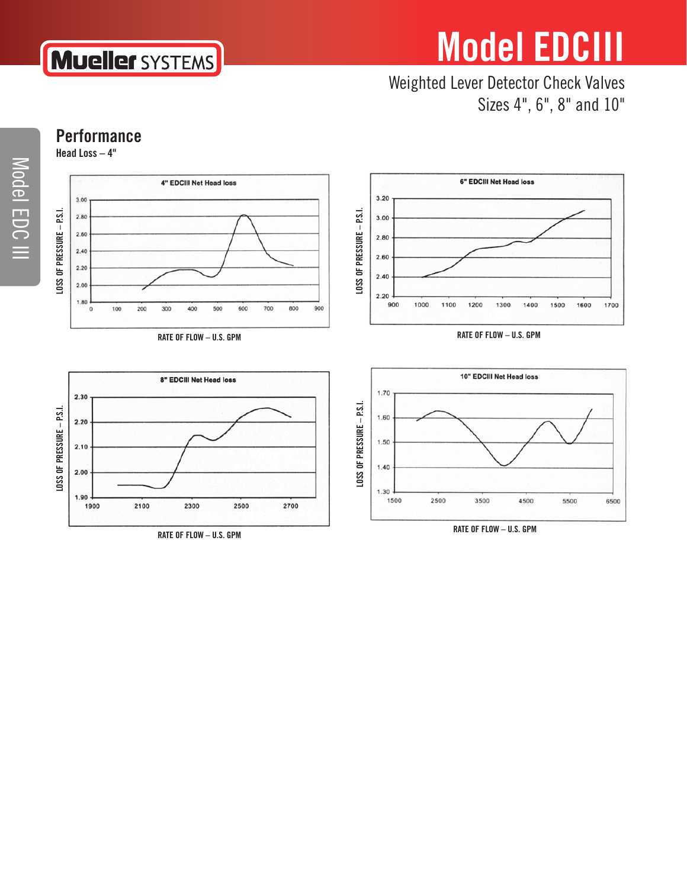# Model EDCIII

Weighted Lever Detector Check Valves
Sizes 4", 6", 8" and 10"

## Performance

**Head Loss – 4"**

4" EDCIII Net Head loss

LOSS OF PRESSURE – P.S.I.

RATE OF FLOW – U.S. GPM

6" EDCIII Net Head loss

LOSS OF PRESSURE – P.S.I.

RATE OF FLOW – U.S. GPM

8" EDCIII Net Head loss

LOSS OF PRESSURE – P.S.I.

RATE OF FLOW – U.S. GPM

10" EDCIII Net Head loss

LOSS OF PRESSURE – P.S.I.

RATE OF FLOW – U.S. GPM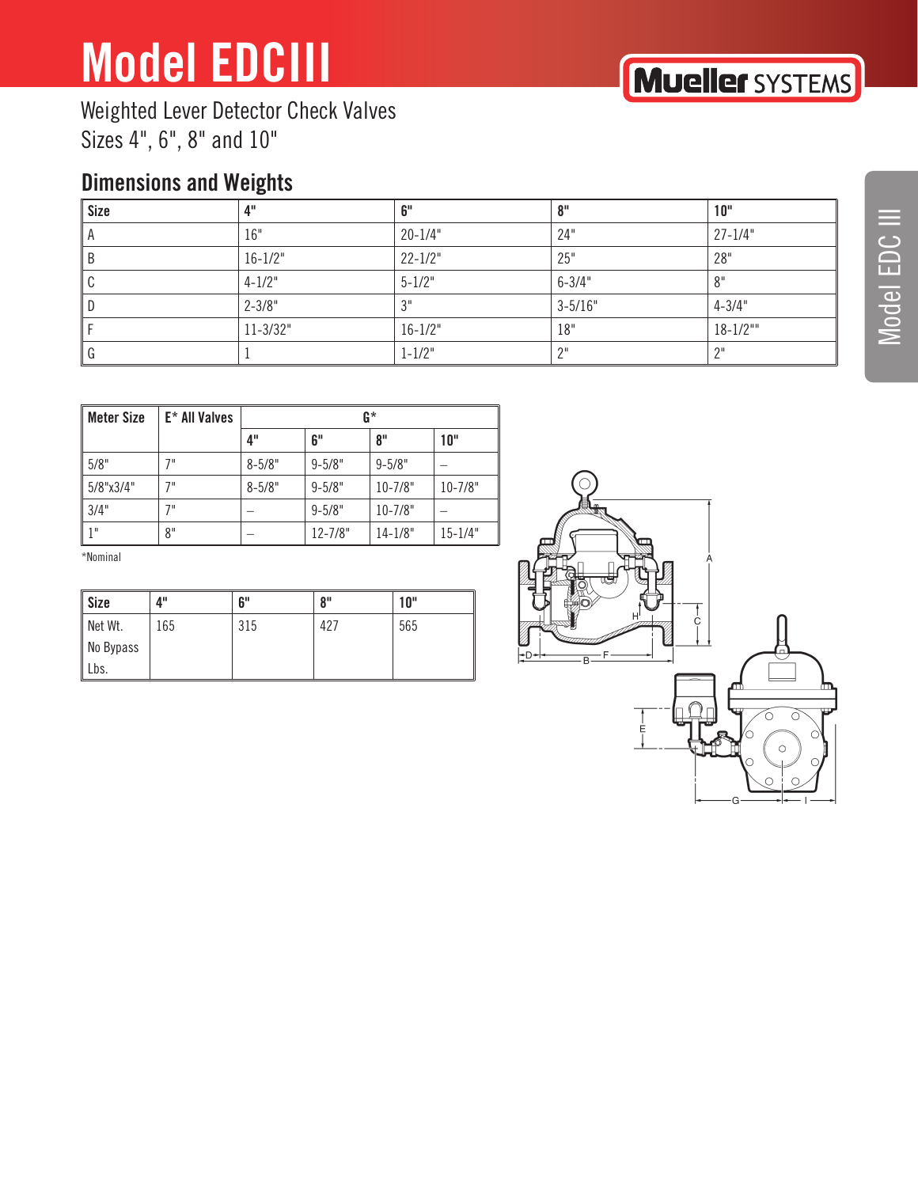# Model EDCIII

Weighted Lever Detector Check Valves
Sizes 4", 6", 8" and 10"

## Dimensions and Weights

| Size | 4" | 6" | 8" | 10" |
|---|---|---|---|---|
| A | 16" | 20-1/4" | 24" | 27-1/4" |
| B | 16-1/2" | 22-1/2" | 25" | 28" |
| C | 4-1/2" | 5-1/2" | 6-3/4" | 8" |
| D | 2-3/8" | 3" | 3-5/16" | 4-3/4" |
| F | 11-3/32" | 16-1/2" | 18" | 18-1/2"" |
| G | 1 | 1-1/2" | 2" | 2" |

| Meter Size | E* All Valves | G* | | | |
|---|---|---|---|---|---|
| | | 4" | 6" | 8" | 10" |
| 5/8" | 7" | 8-5/8" | 9-5/8" | 9-5/8" | – |
| 5/8"x3/4" | 7" | 8-5/8" | 9-5/8" | 10-7/8" | 10-7/8" |
| 3/4" | 7" | – | 9-5/8" | 10-7/8" | – |
| 1" | 8" | – | 12-7/8" | 14-1/8" | 15-1/4" |

*Nominal

| Size | 4" | 6" | 8" | 10" |
|---|---|---|---|---|
| Net Wt. No Bypass Lbs. | 165 | 315 | 427 | 565 |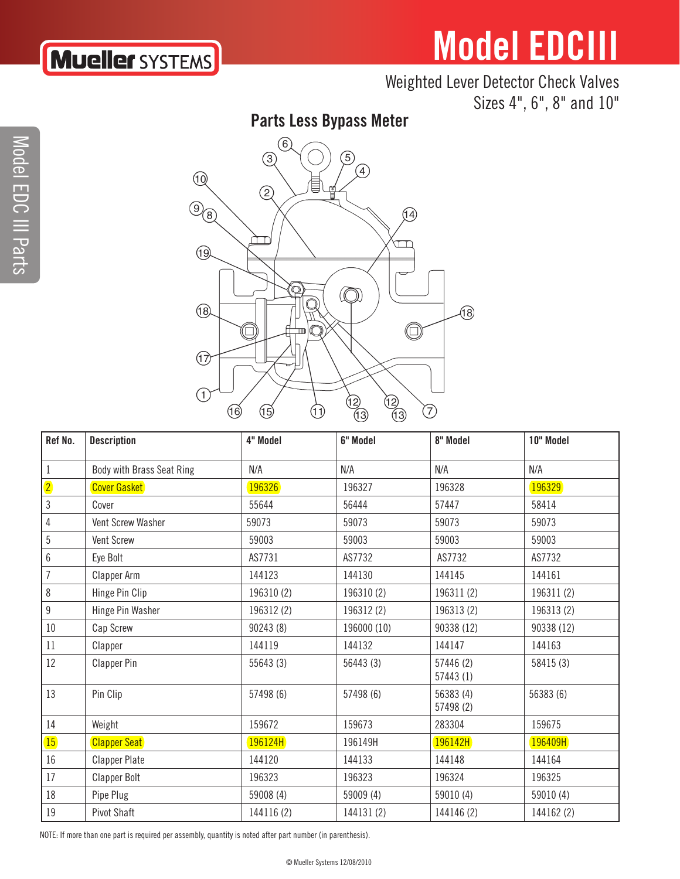# Model EDCIII

Weighted Lever Detector Check Valves
Sizes 4", 6", 8" and 10"

## Parts Less Bypass Meter

| Ref No. | Description | 4" Model | 6" Model | 8" Model | 10" Model |
|---|---|---|---|---|---|
| 1 | Body with Brass Seat Ring | N/A | N/A | N/A | N/A |
| 2 | Cover Gasket | 196326 | 196327 | 196328 | 196329 |
| 3 | Cover | 55644 | 56444 | 57447 | 58414 |
| 4 | Vent Screw Washer | 59073 | 59073 | 59073 | 59073 |
| 5 | Vent Screw | 59003 | 59003 | 59003 | 59003 |
| 6 | Eye Bolt | AS7731 | AS7732 | AS7732 | AS7732 |
| 7 | Clapper Arm | 144123 | 144130 | 144145 | 144161 |
| 8 | Hinge Pin Clip | 196310 (2) | 196310 (2) | 196311 (2) | 196311 (2) |
| 9 | Hinge Pin Washer | 196312 (2) | 196312 (2) | 196313 (2) | 196313 (2) |
| 10 | Cap Screw | 90243 (8) | 196000 (10) | 90338 (12) | 90338 (12) |
| 11 | Clapper | 144119 | 144132 | 144147 | 144163 |
| 12 | Clapper Pin | 55643 (3) | 56443 (3) | 57446 (2)<br>57443 (1) | 58415 (3) |
| 13 | Pin Clip | 57498 (6) | 57498 (6) | 56383 (4)<br>57498 (2) | 56383 (6) |
| 14 | Weight | 159672 | 159673 | 283304 | 159675 |
| 15 | Clapper Seat | 196124H | 196149H | 196142H | 196409H |
| 16 | Clapper Plate | 144120 | 144133 | 144148 | 144164 |
| 17 | Clapper Bolt | 196323 | 196323 | 196324 | 196325 |
| 18 | Pipe Plug | 59008 (4) | 59009 (4) | 59010 (4) | 59010 (4) |
| 19 | Pivot Shaft | 144116 (2) | 144131 (2) | 144146 (2) | 144162 (2) |

NOTE: If more than one part is required per assembly, quantity is noted after part number (in parenthesis).

© Mueller Systems 12/08/2010